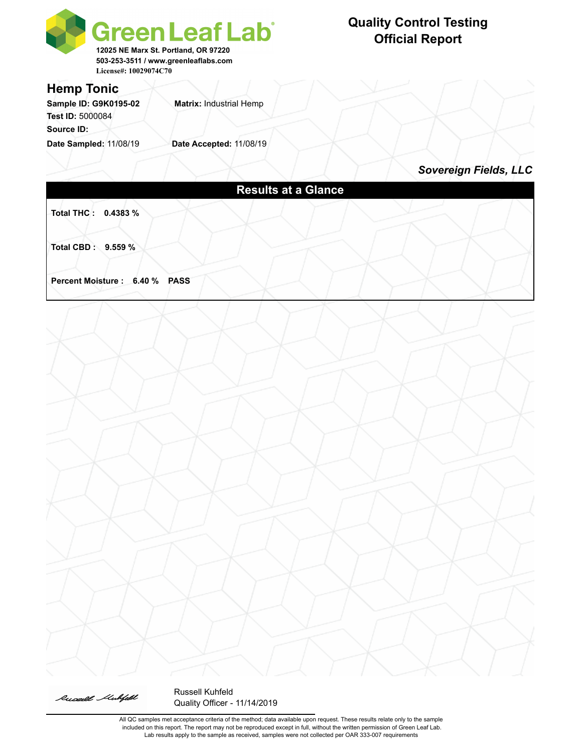**Green Leaf Lab**

12025 NE Marx St. Portland, OR 97220
503-253-3511 / www.greenleaflabs.com
License#: 10029074C70

# Quality Control Testing Official Report

## Hemp Tonic

**Sample ID: G9K0195-02** **Matrix:** Industrial Hemp
**Test ID:** 5000084
**Source ID:**
**Date Sampled:** 11/08/19 **Date Accepted:** 11/08/19

***Sovereign Fields, LLC***

## Results at a Glance

**Total THC : 0.4383 %**

**Total CBD : 9.559 %**

**Percent Moisture : 6.40 % PASS**

Russell Kuhfeld
Quality Officer - 11/14/2019

All QC samples met acceptance criteria of the method; data available upon request. These results relate only to the sample included on this report. The report may not be reproduced except in full, without the written permission of Green Leaf Lab. Lab results apply to the sample as received, samples were not collected per OAR 333-007 requirements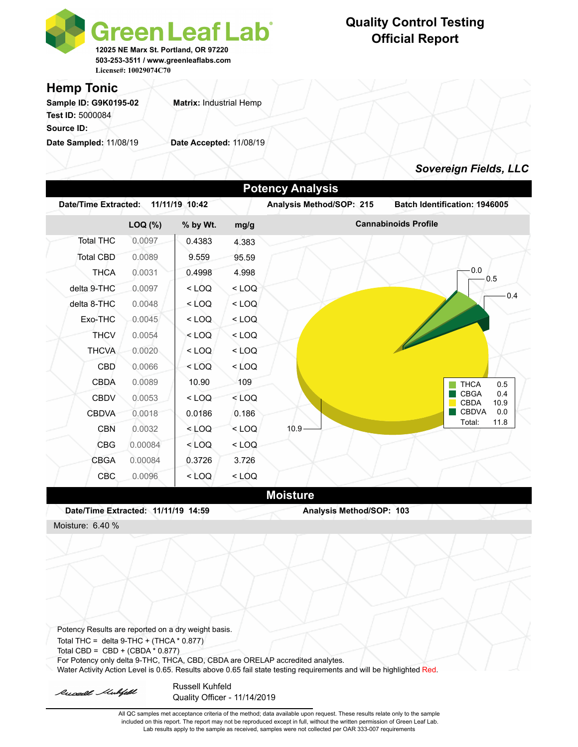# Green Leaf Lab

12025 NE Marx St. Portland, OR 97220
503-253-3511 / www.greenleaflabs.com
License#: 10029074C70

## Quality Control Testing Official Report

## Hemp Tonic

**Sample ID:** G9K0195-02 **Matrix:** Industrial Hemp
**Test ID:** 5000084
**Source ID:**
**Date Sampled:** 11/08/19 **Date Accepted:** 11/08/19

***Sovereign Fields, LLC***

## Potency Analysis

**Date/Time Extracted:** 11/11/19 10:42 **Analysis Method/SOP:** 215 **Batch Identification:** 1946005

| | LOQ (%) | % by Wt. | mg/g |
|---|---|---|---|
| Total THC | 0.0097 | 0.4383 | 4.383 |
| Total CBD | 0.0089 | 9.559 | 95.59 |
| THCA | 0.0031 | 0.4998 | 4.998 |
| delta 9-THC | 0.0097 | < LOQ | < LOQ |
| delta 8-THC | 0.0048 | < LOQ | < LOQ |
| Exo-THC | 0.0045 | < LOQ | < LOQ |
| THCV | 0.0054 | < LOQ | < LOQ |
| THCVA | 0.0020 | < LOQ | < LOQ |
| CBD | 0.0066 | < LOQ | < LOQ |
| CBDA | 0.0089 | 10.90 | 109 |
| CBDV | 0.0053 | < LOQ | < LOQ |
| CBDVA | 0.0018 | 0.0186 | 0.186 |
| CBN | 0.0032 | < LOQ | < LOQ |
| CBG | 0.00084 | < LOQ | < LOQ |
| CBGA | 0.00084 | 0.3726 | 3.726 |
| CBC | 0.0096 | < LOQ | < LOQ |

**Cannabinoids Profile**

| | |
|---|---|
| THCA | 0.5 |
| CBGA | 0.4 |
| CBDA | 10.9 |
| CBDVA | 0.0 |
| Total: | 11.8 |

## Moisture

**Date/Time Extracted:** 11/11/19 14:59 **Analysis Method/SOP:** 103

Moisture: 6.40 %

Potency Results are reported on a dry weight basis.
Total THC = delta 9-THC + (THCA * 0.877)
Total CBD = CBD + (CBDA * 0.877)
For Potency only delta 9-THC, THCA, CBD, CBDA are ORELAP accredited analytes.
Water Activity Action Level is 0.65. Results above 0.65 fail state testing requirements and will be highlighted Red.

Russell Kuhfeld
Quality Officer - 11/14/2019

All QC samples met acceptance criteria of the method; data available upon request. These results relate only to the sample included on this report. The report may not be reproduced except in full, without the written permission of Green Leaf Lab. Lab results apply to the sample as received, samples were not collected per OAR 333-007 requirements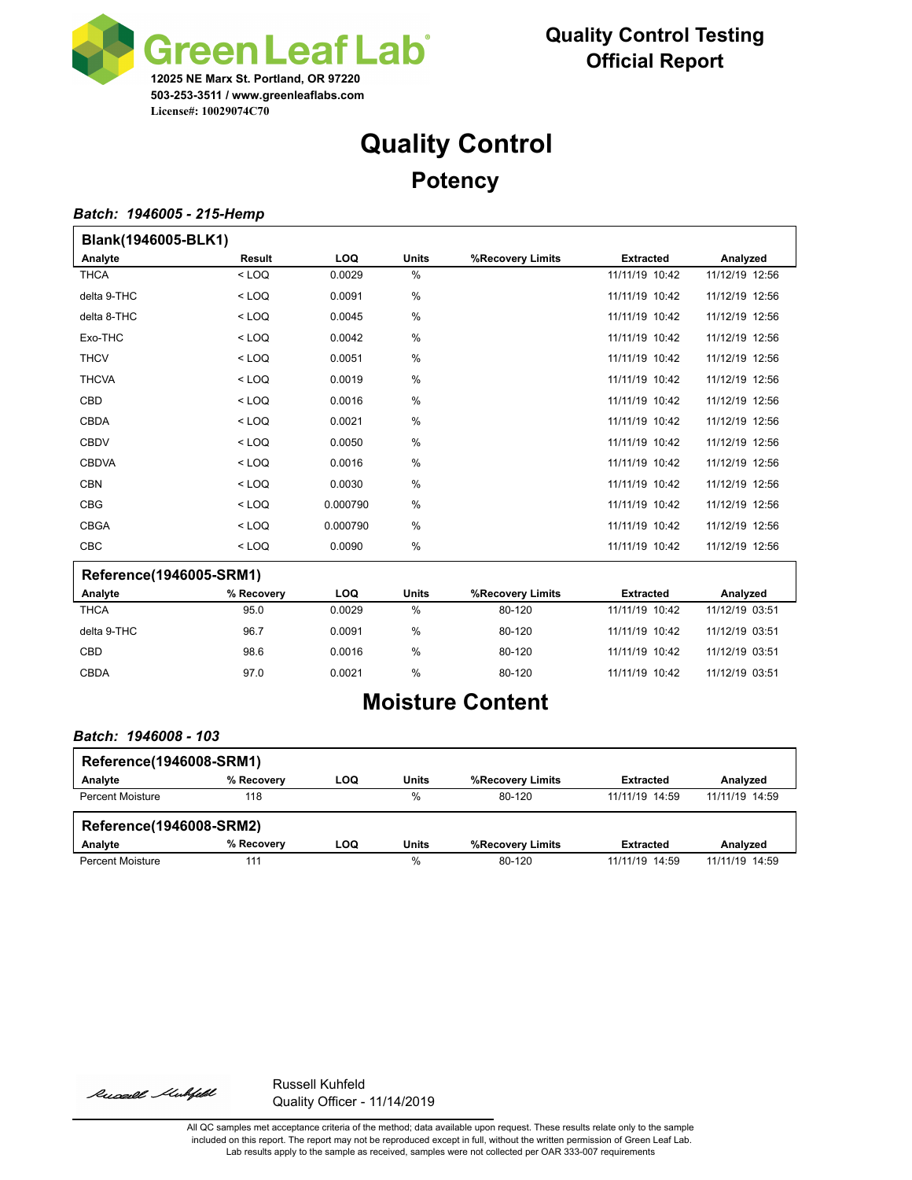**Green Leaf Lab**
12025 NE Marx St. Portland, OR 97220
503-253-3511 / www.greenleaflabs.com
License#: 10029074C70

**Quality Control Testing**
**Official Report**

# Quality Control

## Potency

***Batch: 1946005 - 215-Hemp***

**Blank(1946005-BLK1)**

| Analyte | Result | LOQ | Units | %Recovery Limits | Extracted | Analyzed |
|---|---|---|---|---|---|---|
| THCA | < LOQ | 0.0029 | % | | 11/11/19 10:42 | 11/12/19 12:56 |
| delta 9-THC | < LOQ | 0.0091 | % | | 11/11/19 10:42 | 11/12/19 12:56 |
| delta 8-THC | < LOQ | 0.0045 | % | | 11/11/19 10:42 | 11/12/19 12:56 |
| Exo-THC | < LOQ | 0.0042 | % | | 11/11/19 10:42 | 11/12/19 12:56 |
| THCV | < LOQ | 0.0051 | % | | 11/11/19 10:42 | 11/12/19 12:56 |
| THCVA | < LOQ | 0.0019 | % | | 11/11/19 10:42 | 11/12/19 12:56 |
| CBD | < LOQ | 0.0016 | % | | 11/11/19 10:42 | 11/12/19 12:56 |
| CBDA | < LOQ | 0.0021 | % | | 11/11/19 10:42 | 11/12/19 12:56 |
| CBDV | < LOQ | 0.0050 | % | | 11/11/19 10:42 | 11/12/19 12:56 |
| CBDVA | < LOQ | 0.0016 | % | | 11/11/19 10:42 | 11/12/19 12:56 |
| CBN | < LOQ | 0.0030 | % | | 11/11/19 10:42 | 11/12/19 12:56 |
| CBG | < LOQ | 0.000790 | % | | 11/11/19 10:42 | 11/12/19 12:56 |
| CBGA | < LOQ | 0.000790 | % | | 11/11/19 10:42 | 11/12/19 12:56 |
| CBC | < LOQ | 0.0090 | % | | 11/11/19 10:42 | 11/12/19 12:56 |

**Reference(1946005-SRM1)**

| Analyte | % Recovery | LOQ | Units | %Recovery Limits | Extracted | Analyzed |
|---|---|---|---|---|---|---|
| THCA | 95.0 | 0.0029 | % | 80-120 | 11/11/19 10:42 | 11/12/19 03:51 |
| delta 9-THC | 96.7 | 0.0091 | % | 80-120 | 11/11/19 10:42 | 11/12/19 03:51 |
| CBD | 98.6 | 0.0016 | % | 80-120 | 11/11/19 10:42 | 11/12/19 03:51 |
| CBDA | 97.0 | 0.0021 | % | 80-120 | 11/11/19 10:42 | 11/12/19 03:51 |

## Moisture Content

***Batch: 1946008 - 103***

**Reference(1946008-SRM1)**

| Analyte | % Recovery | LOQ | Units | %Recovery Limits | Extracted | Analyzed |
|---|---|---|---|---|---|---|
| Percent Moisture | 118 | | % | 80-120 | 11/11/19 14:59 | 11/11/19 14:59 |

**Reference(1946008-SRM2)**

| Analyte | % Recovery | LOQ | Units | %Recovery Limits | Extracted | Analyzed |
|---|---|---|---|---|---|---|
| Percent Moisture | 111 | | % | 80-120 | 11/11/19 14:59 | 11/11/19 14:59 |

Russell Kuhfeld
Quality Officer - 11/14/2019

All QC samples met acceptance criteria of the method; data available upon request. These results relate only to the sample included on this report. The report may not be reproduced except in full, without the written permission of Green Leaf Lab. Lab results apply to the sample as received, samples were not collected per OAR 333-007 requirements